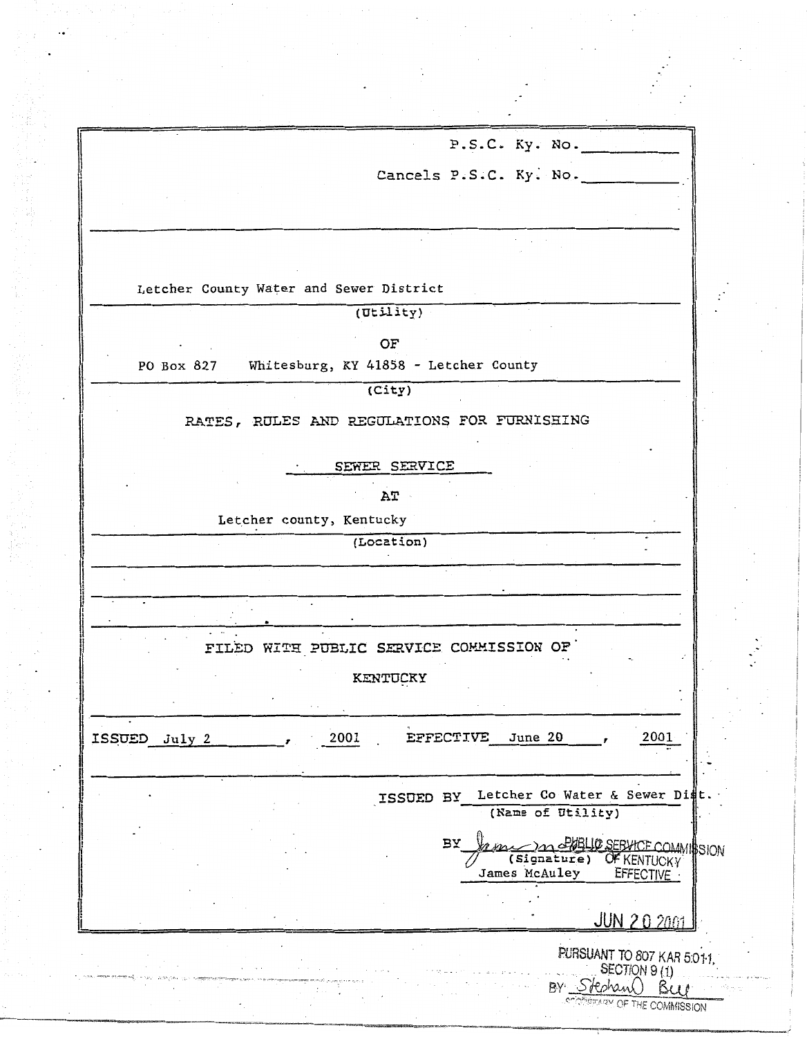P.S.C. Ky. No.__________

Cancels P.S.C. Ky. No.__________

Letcher County Water and Sewer District
(Utility)

OF

PO Box 827 Whitesburg, KY 41858 - Letcher County
(City)

RATES, RULES AND REGULATIONS FOR FURNISHING

SEWER SERVICE

AT

Letcher county, Kentucky
(Location)

FILED WITH PUBLIC SERVICE COMMISSION OF

KENTUCKY

ISSUED July 2, 2001 EFFECTIVE June 20, 2001

ISSUED BY Letcher Co Water & Sewer Dist.
(Name of Utility)

BY (Signature)
James McAuley

PUBLIC SERVICE COMMISSION
OF KENTUCKY
EFFECTIVE

JUN 20 2001

PURSUANT TO 807 KAR 5:011,
SECTION 9 (1)
BY: Stephan Bell
SECRETARY OF THE COMMISSION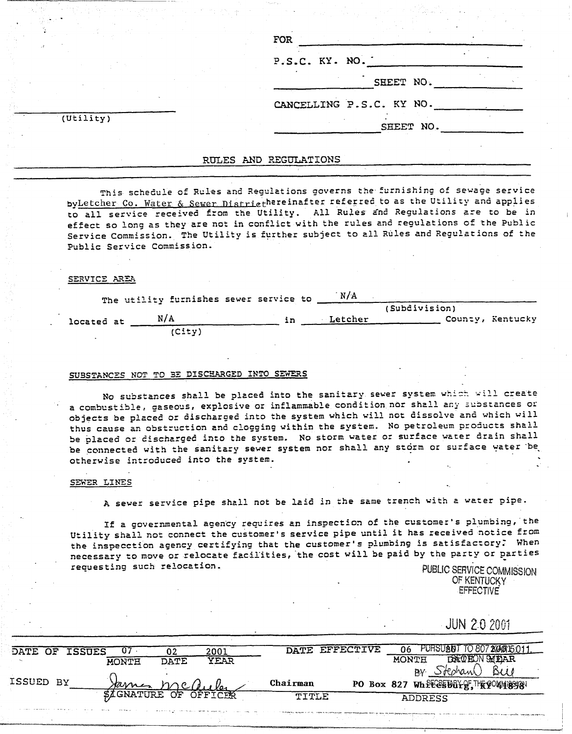FOR ______________________

P.S.C. KY. NO. ______________________

______________ SHEET NO. __________

CANCELLING P.S.C. KY NO. __________

______________ SHEET NO. __________

______________________
(Utility)

## RULES AND REGULATIONS

This schedule of Rules and Regulations governs the furnishing of sewage service by Letcher Co. Water & Sewer District hereinafter referred to as the Utility and applies to all service received from the Utility. All Rules and Regulations are to be in effect so long as they are not in conflict with the rules and regulations of the Public Service Commission. The Utility is further subject to all Rules and Regulations of the Public Service Commission.

### SERVICE AREA

The utility furnishes sewer service to N/A (Subdivision) located at N/A (City) in Letcher County, Kentucky

### SUBSTANCES NOT TO BE DISCHARGED INTO SEWERS

No substances shall be placed into the sanitary sewer system which will create a combustible, gaseous, explosive or inflammable condition nor shall any substances or objects be placed or discharged into the system which will not dissolve and which will thus cause an obstruction and clogging within the system. No petroleum products shall be placed or discharged into the system. No storm water or surface water drain shall be connected with the sanitary sewer system nor shall any storm or surface water be otherwise introduced into the system.

### SEWER LINES

A sewer service pipe shall not be laid in the same trench with a water pipe.

If a governmental agency requires an inspection of the customer's plumbing, the Utility shall not connect the customer's service pipe until it has received notice from the inspecction agency certifying that the customer's plumbing is satisfactory. When necessary to move or relocate facilities, the cost will be paid by the party or parties requesting such relocation.

PUBLIC SERVICE COMMISSION
OF KENTUCKY
EFFECTIVE

JUN 20 2001

PURSUANT TO 807 KAR 5:011,
SECTION 9(1)
BY Stephan O Bell
SECRETARY OF THE COMMISSION

| DATE OF ISSUES | 07 | 02 | 2001 | DATE EFFECTIVE | 06 | | |
|---|---|---|---|---|---|---|---|
| | MONTH | DATE | YEAR | | MONTH | DATE | YEAR |

ISSUED BY James McAuley (SIGNATURE OF OFFICER) — Chairman (TITLE) — PO Box 827 Whitesburg, KY 41858 (ADDRESS)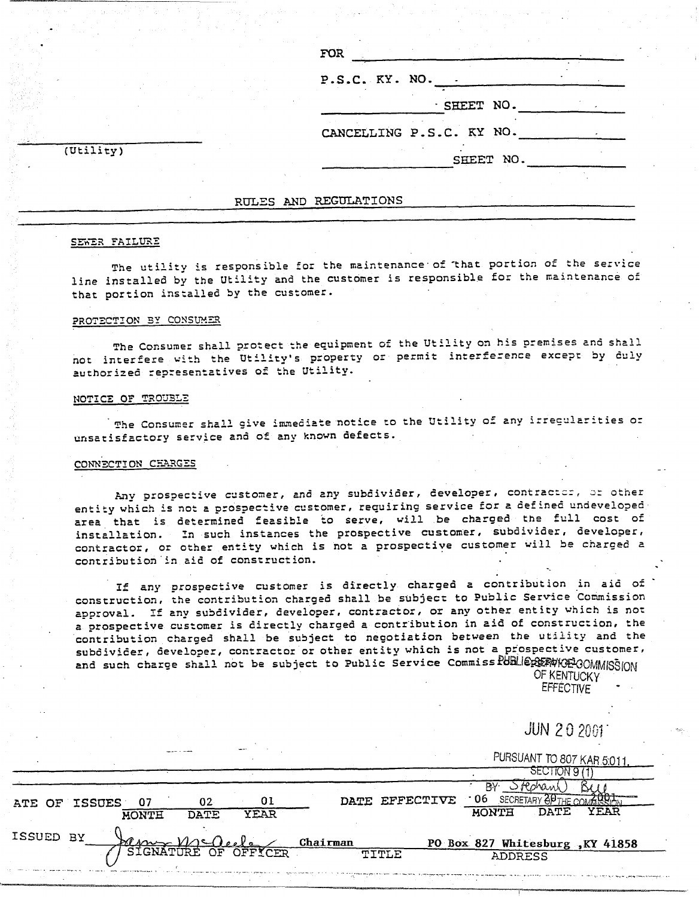FOR ______________________________

P.S.C. KY. NO. ______________________

______________ SHEET NO. __________

CANCELLING P.S.C. KY NO. ____________

______________ SHEET NO. __________

______________________
(Utility)

## RULES AND REGULATIONS

### SEWER FAILURE

The utility is responsible for the maintenance of that portion of the service line installed by the Utility and the customer is responsible for the maintenance of that portion installed by the customer.

### PROTECTION BY CONSUMER

The Consumer shall protect the equipment of the Utility on his premises and shall not interfere with the Utility's property or permit interference except by duly authorized representatives of the Utility.

### NOTICE OF TROUBLE

The Consumer shall give immediate notice to the Utility of any irregularities or unsatisfactory service and of any known defects.

### CONNECTION CHARGES

Any prospective customer, and any subdivider, developer, contractor, or other entity which is not a prospective customer, requiring service for a defined undeveloped area that is determined feasible to serve, will be charged the full cost of installation. In such instances the prospective customer, subdivider, developer, contractor, or other entity which is not a prospective customer will be charged a contribution in aid of construction.

If any prospective customer is directly charged a contribution in aid of construction, the contribution charged shall be subject to Public Service Commission approval. If any subdivider, developer, contractor, or any other entity which is not a prospective customer is directly charged a contribution in aid of construction, the contribution charged shall be subject to negotiation between the utility and the subdivider, developer, contractor or other entity which is not a prospective customer, and such charge shall not be subject to Public Service Commission approval.

PUBLIC SERVICE COMMISSION
OF KENTUCKY
EFFECTIVE

JUN 20 2001

PURSUANT TO 807 KAR 5:011,
SECTION 9 (1)
BY: Stephan Bell
SECRETARY OF THE COMMISSION

| DATE OF ISSUES | 07 | 02 | 01 | DATE EFFECTIVE | 06 | 20 | 2001 |
|---|---|---|---|---|---|---|---|
| | MONTH | DATE | YEAR | | MONTH | DATE | YEAR |

ISSUED BY ______________ (signature) Chairman PO Box 827 Whitesburg, KY 41858

SIGNATURE OF OFFICER — TITLE — ADDRESS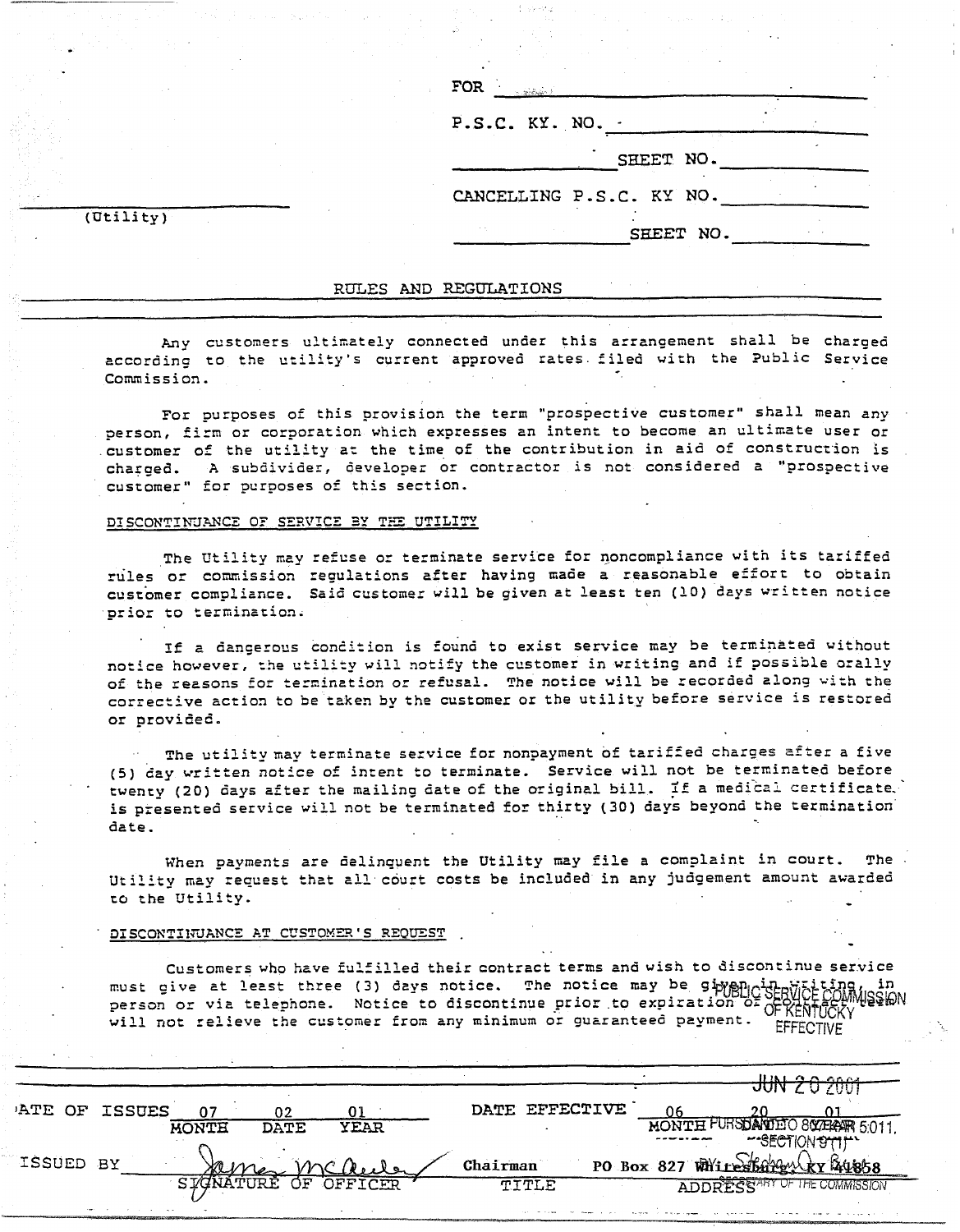FOR ______________________

P.S.C. KY. NO. ______________________

______________ SHEET NO. ____________

CANCELLING P.S.C. KY NO. ____________

______________ SHEET NO. ____________

______________________
(Utility)

## RULES AND REGULATIONS

Any customers ultimately connected under this arrangement shall be charged according to the utility's current approved rates filed with the Public Service Commission.

For purposes of this provision the term "prospective customer" shall mean any person, firm or corporation which expresses an intent to become an ultimate user or customer of the utility at the time of the contribution in aid of construction is charged. A subdivider, developer or contractor is not considered a "prospective customer" for purposes of this section.

### DISCONTINUANCE OF SERVICE BY THE UTILITY

The Utility may refuse or terminate service for noncompliance with its tariffed rules or commission regulations after having made a reasonable effort to obtain customer compliance. Said customer will be given at least ten (10) days written notice prior to termination.

If a dangerous condition is found to exist service may be terminated without notice however, the utility will notify the customer in writing and if possible orally of the reasons for termination or refusal. The notice will be recorded along with the corrective action to be taken by the customer or the utility before service is restored or provided.

The utility may terminate service for nonpayment of tariffed charges after a five (5) day written notice of intent to terminate. Service will not be terminated before twenty (20) days after the mailing date of the original bill. If a medical certificate is presented service will not be terminated for thirty (30) days beyond the termination date.

When payments are delinquent the Utility may file a complaint in court. The Utility may request that all court costs be included in any judgement amount awarded to the Utility.

### DISCONTINUANCE AT CUSTOMER'S REQUEST

Customers who have fulfilled their contract terms and wish to discontinue service must give at least three (3) days notice. The notice may be given in writing, in person or via telephone. Notice to discontinue prior to expiration of contract term will not relieve the customer from any minimum or guaranteed payment.

PUBLIC SERVICE COMMISSION OF KENTUCKY EFFECTIVE JUN 20 2001 PURSUANT TO 807 KAR 5:011, SECTION 9(1) BY: Stephan Bu SECRETARY OF THE COMMISSION

DATE OF ISSUES 07 02 01 (MONTH DATE YEAR) — DATE EFFECTIVE 06 20 01 (MONTH DATE YEAR)

ISSUED BY James McQueen (SIGNATURE OF OFFICER) — Chairman (TITLE) — PO Box 827 Whitesburg, KY 41858 (ADDRESS)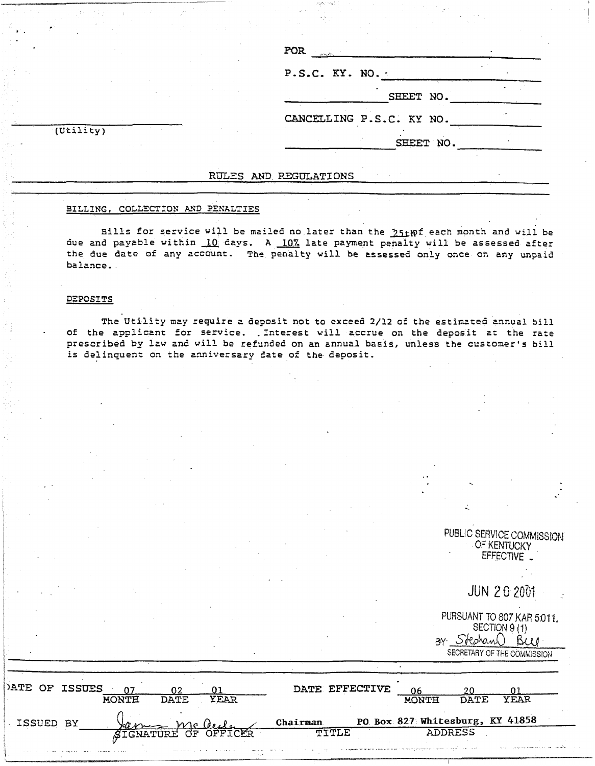FOR \_\_\_\_\_\_\_\_\_\_\_\_\_\_\_\_\_\_\_\_

P.S.C. KY. NO. \_\_\_\_\_\_\_\_\_\_\_\_\_\_\_\_\_\_\_\_

\_\_\_\_\_\_\_\_\_\_ SHEET NO. \_\_\_\_\_\_\_\_\_\_

CANCELLING P.S.C. KY NO. \_\_\_\_\_\_\_\_\_\_

\_\_\_\_\_\_\_\_\_\_ SHEET NO. \_\_\_\_\_\_\_\_\_\_

\_\_\_\_\_\_\_\_\_\_\_\_\_\_\_\_\_\_\_\_
(Utility)

## RULES AND REGULATIONS

BILLING, COLLECTION AND PENALTIES

Bills for service will be mailed no later than the 25th of each month and will be due and payable within 10 days. A 10% late payment penalty will be assessed after the due date of any account. The penalty will be assessed only once on any unpaid balance.

DEPOSITS

The Utility may require a deposit not to exceed 2/12 of the estimated annual bill of the applicant for service. Interest will accrue on the deposit at the rate prescribed by law and will be refunded on an annual basis, unless the customer's bill is delinquent on the anniversary date of the deposit.

PUBLIC SERVICE COMMISSION
OF KENTUCKY
EFFECTIVE

JUN 20 2001

PURSUANT TO 807 KAR 5:011,
SECTION 9 (1)
BY: Stephan Bell
SECRETARY OF THE COMMISSION

| DATE OF ISSUES | 07 | 02 | 01 | DATE EFFECTIVE | 06 | 20 | 01 |
|---|---|---|---|---|---|---|---|
| | MONTH | DATE | YEAR | | MONTH | DATE | YEAR |

ISSUED BY James McCecler — SIGNATURE OF OFFICER; Chairman — TITLE; PO Box 827 Whitesburg, KY 41858 — ADDRESS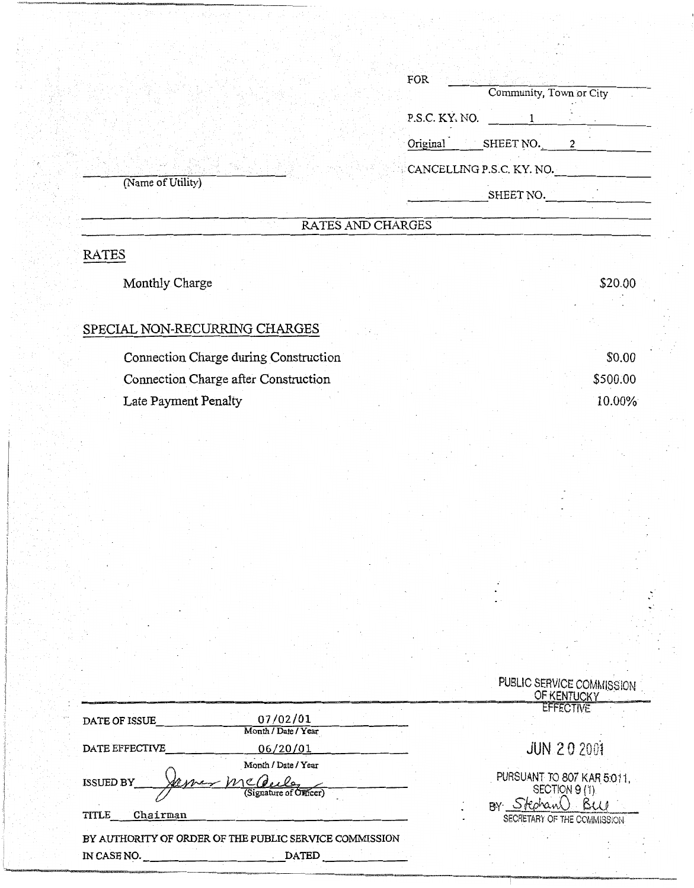FOR ______________________
Community, Town or City

P.S.C. KY. NO. 1

Original SHEET NO. 2

CANCELLING P.S.C. KY. NO. __________

__________ SHEET NO. __________

______________________
(Name of Utility)

## RATES AND CHARGES

### RATES

| | |
|---|---|
| Monthly Charge | $20.00 |

### SPECIAL NON-RECURRING CHARGES

| | |
|---|---|
| Connection Charge during Construction | $0.00 |
| Connection Charge after Construction | $500.00 |
| Late Payment Penalty | 10.00% |

DATE OF ISSUE 07/02/01
Month / Date / Year

DATE EFFECTIVE 06/20/01
Month / Date / Year

ISSUED BY James McQuiley
(Signature of Officer)

TITLE Chairman

BY AUTHORITY OF ORDER OF THE PUBLIC SERVICE COMMISSION
IN CASE NO. __________ DATED __________

PUBLIC SERVICE COMMISSION OF KENTUCKY
EFFECTIVE

JUN 20 2001

PURSUANT TO 807 KAR 5:011, SECTION 9 (1)
BY: Stephan O. Bell
SECRETARY OF THE COMMISSION